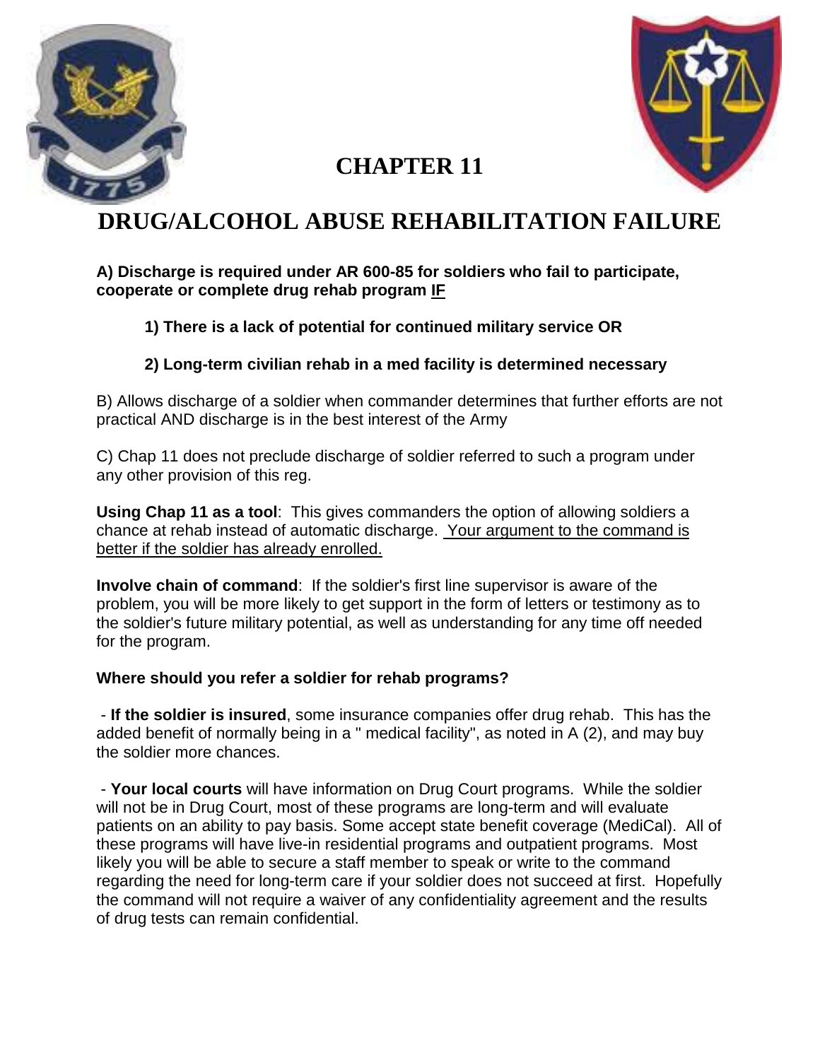# CHAPTER 11

# DRUG/ALCOHOL ABUSE REHABILITATION FAILURE

**A) Discharge is required under AR 600-85 for soldiers who fail to participate, cooperate or complete drug rehab program IF**

> **1) There is a lack of potential for continued military service OR**
>
> **2) Long-term civilian rehab in a med facility is determined necessary**

B) Allows discharge of a soldier when commander determines that further efforts are not practical AND discharge is in the best interest of the Army

C) Chap 11 does not preclude discharge of soldier referred to such a program under any other provision of this reg.

**Using Chap 11 as a tool**: This gives commanders the option of allowing soldiers a chance at rehab instead of automatic discharge. Your argument to the command is better if the soldier has already enrolled.

**Involve chain of command**: If the soldier's first line supervisor is aware of the problem, you will be more likely to get support in the form of letters or testimony as to the soldier's future military potential, as well as understanding for any time off needed for the program.

**Where should you refer a soldier for rehab programs?**

- **If the soldier is insured**, some insurance companies offer drug rehab. This has the added benefit of normally being in a " medical facility", as noted in A (2), and may buy the soldier more chances.

- **Your local courts** will have information on Drug Court programs. While the soldier will not be in Drug Court, most of these programs are long-term and will evaluate patients on an ability to pay basis. Some accept state benefit coverage (MediCal). All of these programs will have live-in residential programs and outpatient programs. Most likely you will be able to secure a staff member to speak or write to the command regarding the need for long-term care if your soldier does not succeed at first. Hopefully the command will not require a waiver of any confidentiality agreement and the results of drug tests can remain confidential.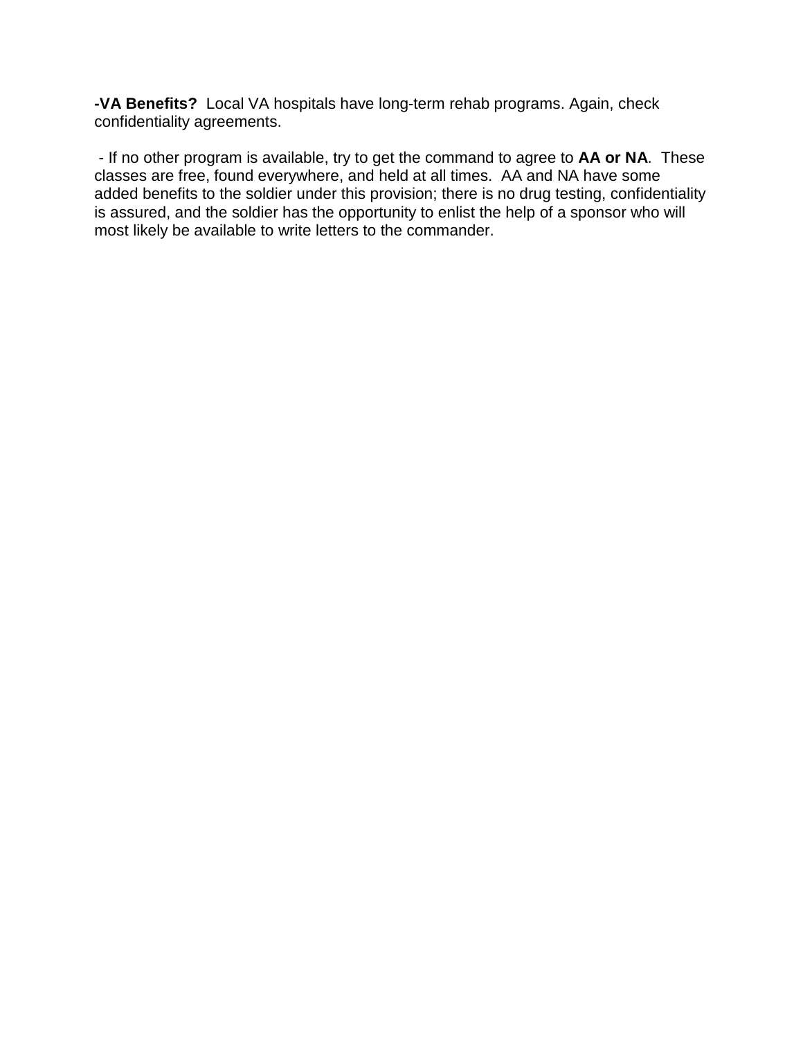**-VA Benefits?** Local VA hospitals have long-term rehab programs. Again, check confidentiality agreements.

- If no other program is available, try to get the command to agree to **AA or NA**. These classes are free, found everywhere, and held at all times. AA and NA have some added benefits to the soldier under this provision; there is no drug testing, confidentiality is assured, and the soldier has the opportunity to enlist the help of a sponsor who will most likely be available to write letters to the commander.